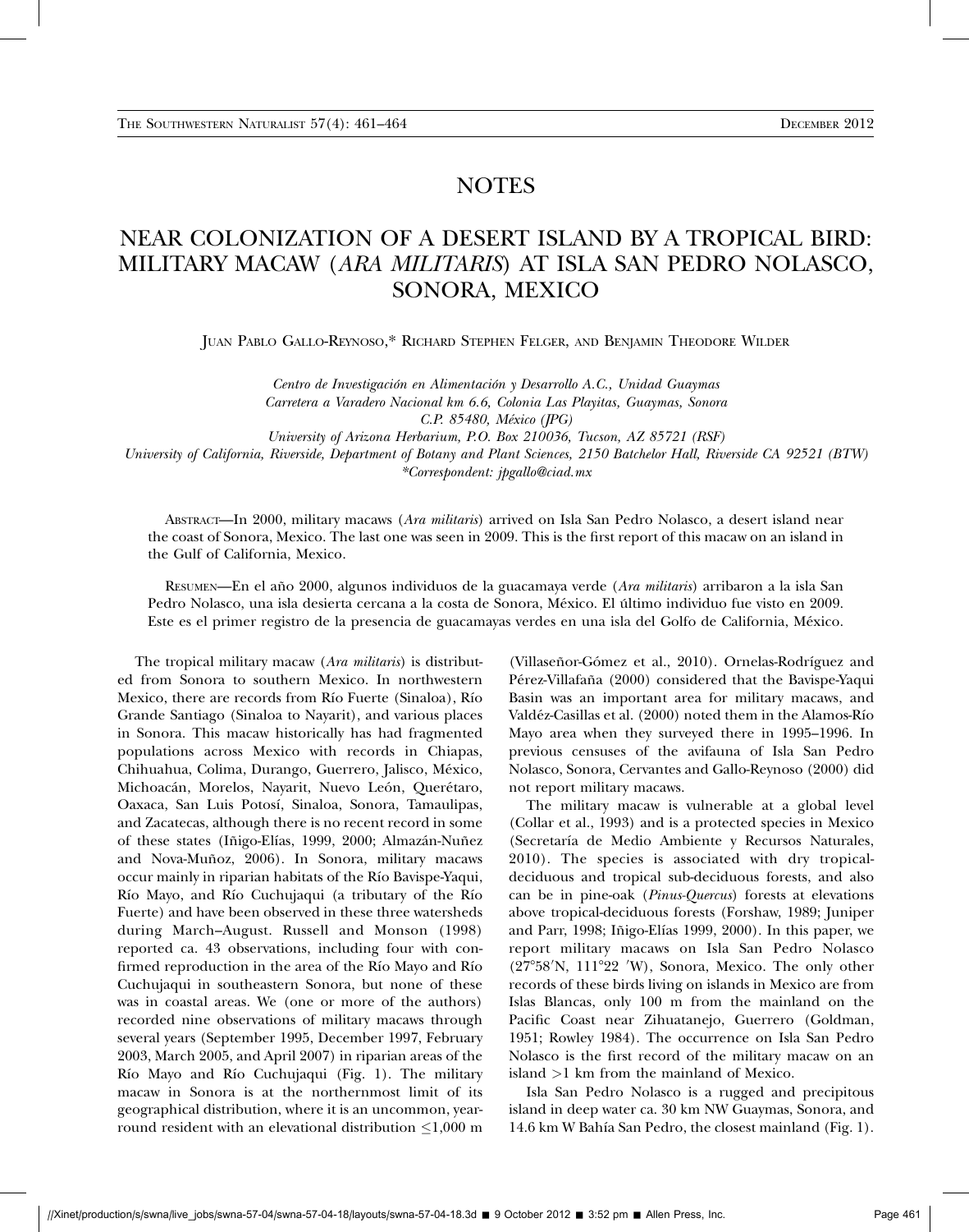# NOTES

## NEAR COLONIZATION OF A DESERT ISLAND BY A TROPICAL BIRD: MILITARY MACAW (*ARA MILITARIS*) AT ISLA SAN PEDRO NOLASCO, SONORA, MEXICO

JUAN PABLO GALLO-REYNOSO,* RICHARD STEPHEN FELGER, AND BENJAMIN THEODORE WILDER

*Centro de Investigación en Alimentación y Desarrollo A.C., Unidad Guaymas*
*Carretera a Varadero Nacional km 6.6, Colonia Las Playitas, Guaymas, Sonora*
*C.P. 85480, México (JPG)*
*University of Arizona Herbarium, P.O. Box 210036, Tucson, AZ 85721 (RSF)*
*University of California, Riverside, Department of Botany and Plant Sciences, 2150 Batchelor Hall, Riverside CA 92521 (BTW)*
*\*Correspondent: jpgallo@ciad.mx*

ABSTRACT—In 2000, military macaws (*Ara militaris*) arrived on Isla San Pedro Nolasco, a desert island near the coast of Sonora, Mexico. The last one was seen in 2009. This is the first report of this macaw on an island in the Gulf of California, Mexico.

RESUMEN—En el año 2000, algunos individuos de la guacamaya verde (*Ara militaris*) arribaron a la isla San Pedro Nolasco, una isla desierta cercana a la costa de Sonora, México. El último individuo fue visto en 2009. Este es el primer registro de la presencia de guacamayas verdes en una isla del Golfo de California, México.

The tropical military macaw (*Ara militaris*) is distributed from Sonora to southern Mexico. In northwestern Mexico, there are records from Río Fuerte (Sinaloa), Río Grande Santiago (Sinaloa to Nayarit), and various places in Sonora. This macaw historically has had fragmented populations across Mexico with records in Chiapas, Chihuahua, Colima, Durango, Guerrero, Jalisco, México, Michoacán, Morelos, Nayarit, Nuevo León, Querétaro, Oaxaca, San Luis Potosí, Sinaloa, Sonora, Tamaulipas, and Zacatecas, although there is no recent record in some of these states (Iñigo-Elías, 1999, 2000; Almazán-Nuñez and Nova-Muñoz, 2006). In Sonora, military macaws occur mainly in riparian habitats of the Río Bavispe-Yaqui, Río Mayo, and Río Cuchujaqui (a tributary of the Río Fuerte) and have been observed in these three watersheds during March–August. Russell and Monson (1998) reported ca. 43 observations, including four with confirmed reproduction in the area of the Río Mayo and Río Cuchujaqui in southeastern Sonora, but none of these was in coastal areas. We (one or more of the authors) recorded nine observations of military macaws through several years (September 1995, December 1997, February 2003, March 2005, and April 2007) in riparian areas of the Río Mayo and Río Cuchujaqui (Fig. 1). The military macaw in Sonora is at the northernmost limit of its geographical distribution, where it is an uncommon, year-round resident with an elevational distribution ≤1,000 m (Villaseñor-Gómez et al., 2010). Ornelas-Rodríguez and Pérez-Villafaña (2000) considered that the Bavispe-Yaqui Basin was an important area for military macaws, and Valdéz-Casillas et al. (2000) noted them in the Alamos-Río Mayo area when they surveyed there in 1995–1996. In previous censuses of the avifauna of Isla San Pedro Nolasco, Sonora, Cervantes and Gallo-Reynoso (2000) did not report military macaws.

The military macaw is vulnerable at a global level (Collar et al., 1993) and is a protected species in Mexico (Secretaría de Medio Ambiente y Recursos Naturales, 2010). The species is associated with dry tropical-deciduous and tropical sub-deciduous forests, and also can be in pine-oak (*Pinus-Quercus*) forests at elevations above tropical-deciduous forests (Forshaw, 1989; Juniper and Parr, 1998; Iñigo-Elías 1999, 2000). In this paper, we report military macaws on Isla San Pedro Nolasco (27°58′N, 111°22 ′W), Sonora, Mexico. The only other records of these birds living on islands in Mexico are from Islas Blancas, only 100 m from the mainland on the Pacific Coast near Zihuatanejo, Guerrero (Goldman, 1951; Rowley 1984). The occurrence on Isla San Pedro Nolasco is the first record of the military macaw on an island >1 km from the mainland of Mexico.

Isla San Pedro Nolasco is a rugged and precipitous island in deep water ca. 30 km NW Guaymas, Sonora, and 14.6 km W Bahía San Pedro, the closest mainland (Fig. 1).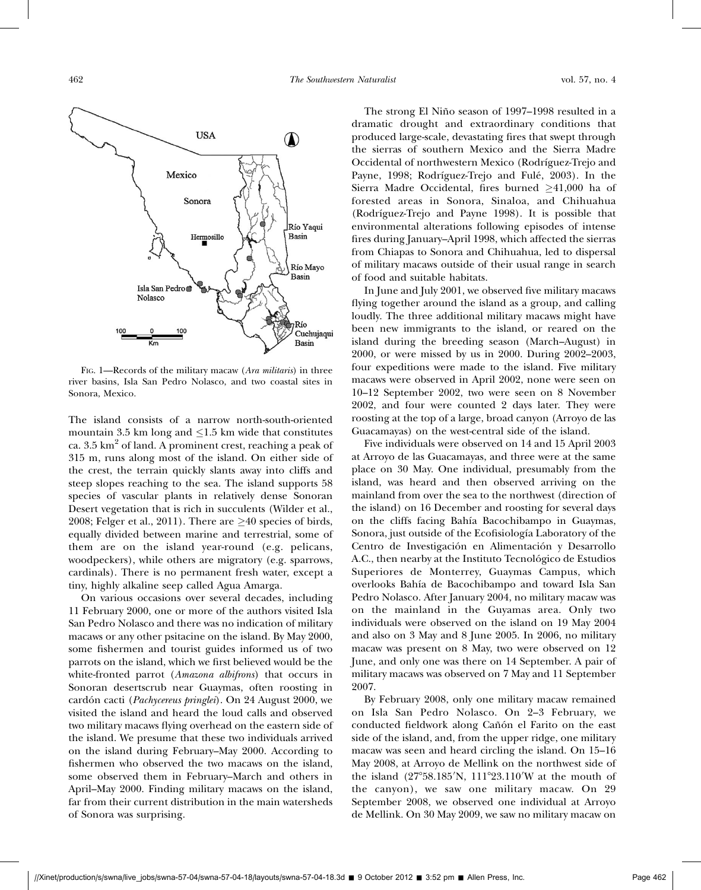FIG. 1—Records of the military macaw (*Ara militaris*) in three river basins, Isla San Pedro Nolasco, and two coastal sites in Sonora, Mexico.

The island consists of a narrow north-south-oriented mountain 3.5 km long and ≤1.5 km wide that constitutes ca. 3.5 $km^2$ of land. A prominent crest, reaching a peak of 315 m, runs along most of the island. On either side of the crest, the terrain quickly slants away into cliffs and steep slopes reaching to the sea. The island supports 58 species of vascular plants in relatively dense Sonoran Desert vegetation that is rich in succulents (Wilder et al., 2008; Felger et al., 2011). There are ≥40 species of birds, equally divided between marine and terrestrial, some of them are on the island year-round (e.g. pelicans, woodpeckers), while others are migratory (e.g. sparrows, cardinals). There is no permanent fresh water, except a tiny, highly alkaline seep called Agua Amarga.

On various occasions over several decades, including 11 February 2000, one or more of the authors visited Isla San Pedro Nolasco and there was no indication of military macaws or any other psitacine on the island. By May 2000, some fishermen and tourist guides informed us of two parrots on the island, which we first believed would be the white-fronted parrot (*Amazona albifrons*) that occurs in Sonoran desertscrub near Guaymas, often roosting in cardón cacti (*Pachycereus pringlei*). On 24 August 2000, we visited the island and heard the loud calls and observed two military macaws flying overhead on the eastern side of the island. We presume that these two individuals arrived on the island during February–May 2000. According to fishermen who observed the two macaws on the island, some observed them in February–March and others in April–May 2000. Finding military macaws on the island, far from their current distribution in the main watersheds of Sonora was surprising.

The strong El Niño season of 1997–1998 resulted in a dramatic drought and extraordinary conditions that produced large-scale, devastating fires that swept through the sierras of southern Mexico and the Sierra Madre Occidental of northwestern Mexico (Rodríguez-Trejo and Payne, 1998; Rodríguez-Trejo and Fulé, 2003). In the Sierra Madre Occidental, fires burned ≥41,000 ha of forested areas in Sonora, Sinaloa, and Chihuahua (Rodríguez-Trejo and Payne 1998). It is possible that environmental alterations following episodes of intense fires during January–April 1998, which affected the sierras from Chiapas to Sonora and Chihuahua, led to dispersal of military macaws outside of their usual range in search of food and suitable habitats.

In June and July 2001, we observed five military macaws flying together around the island as a group, and calling loudly. The three additional military macaws might have been new immigrants to the island, or reared on the island during the breeding season (March–August) in 2000, or were missed by us in 2000. During 2002–2003, four expeditions were made to the island. Five military macaws were observed in April 2002, none were seen on 10–12 September 2002, two were seen on 8 November 2002, and four were counted 2 days later. They were roosting at the top of a large, broad canyon (Arroyo de las Guacamayas) on the west-central side of the island.

Five individuals were observed on 14 and 15 April 2003 at Arroyo de las Guacamayas, and three were at the same place on 30 May. One individual, presumably from the island, was heard and then observed arriving on the mainland from over the sea to the northwest (direction of the island) on 16 December and roosting for several days on the cliffs facing Bahía Bacochibampo in Guaymas, Sonora, just outside of the Ecofisiología Laboratory of the Centro de Investigación en Alimentación y Desarrollo A.C., then nearby at the Instituto Tecnológico de Estudios Superiores de Monterrey, Guaymas Campus, which overlooks Bahía de Bacochibampo and toward Isla San Pedro Nolasco. After January 2004, no military macaw was on the mainland in the Guyamas area. Only two individuals were observed on the island on 19 May 2004 and also on 3 May and 8 June 2005. In 2006, no military macaw was present on 8 May, two were observed on 12 June, and only one was there on 14 September. A pair of military macaws was observed on 7 May and 11 September 2007.

By February 2008, only one military macaw remained on Isla San Pedro Nolasco. On 2–3 February, we conducted fieldwork along Cañón el Farito on the east side of the island, and, from the upper ridge, one military macaw was seen and heard circling the island. On 15–16 May 2008, at Arroyo de Mellink on the northwest side of the island (27°58.185′N, 111°23.110′W at the mouth of the canyon), we saw one military macaw. On 29 September 2008, we observed one individual at Arroyo de Mellink. On 30 May 2009, we saw no military macaw on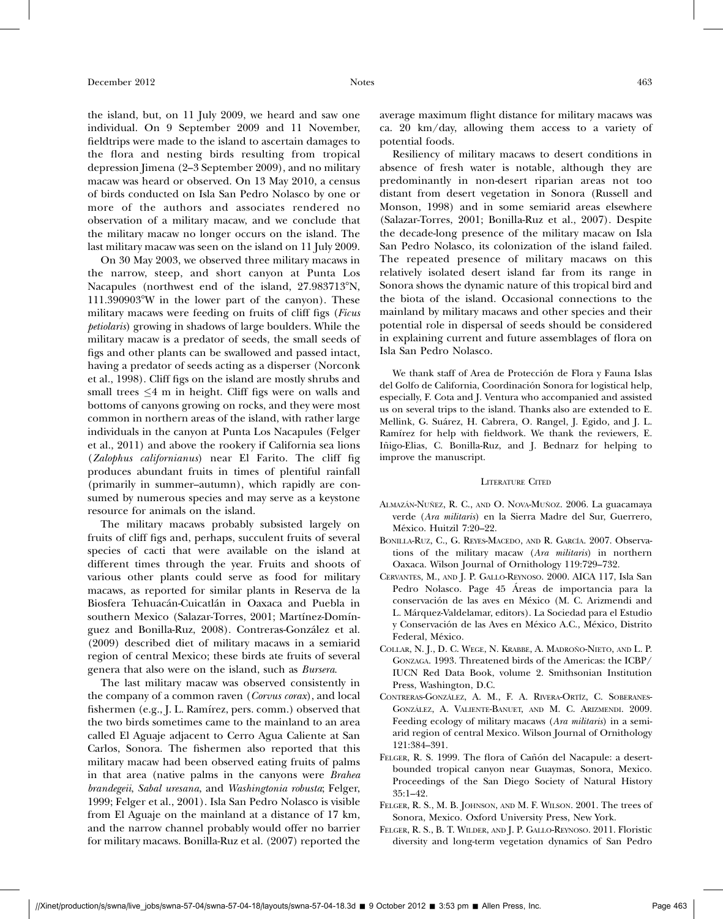the island, but, on 11 July 2009, we heard and saw one individual. On 9 September 2009 and 11 November, fieldtrips were made to the island to ascertain damages to the flora and nesting birds resulting from tropical depression Jimena (2–3 September 2009), and no military macaw was heard or observed. On 13 May 2010, a census of birds conducted on Isla San Pedro Nolasco by one or more of the authors and associates rendered no observation of a military macaw, and we conclude that the military macaw no longer occurs on the island. The last military macaw was seen on the island on 11 July 2009.

On 30 May 2003, we observed three military macaws in the narrow, steep, and short canyon at Punta Los Nacapules (northwest end of the island, 27.983713°N, 111.390903°W in the lower part of the canyon). These military macaws were feeding on fruits of cliff figs (*Ficus petiolaris*) growing in shadows of large boulders. While the military macaw is a predator of seeds, the small seeds of figs and other plants can be swallowed and passed intact, having a predator of seeds acting as a disperser (Norconk et al., 1998). Cliff figs on the island are mostly shrubs and small trees $\leq$4 m in height. Cliff figs were on walls and bottoms of canyons growing on rocks, and they were most common in northern areas of the island, with rather large individuals in the canyon at Punta Los Nacapules (Felger et al., 2011) and above the rookery if California sea lions (*Zalophus californianus*) near El Farito. The cliff fig produces abundant fruits in times of plentiful rainfall (primarily in summer–autumn), which rapidly are consumed by numerous species and may serve as a keystone resource for animals on the island.

The military macaws probably subsisted largely on fruits of cliff figs and, perhaps, succulent fruits of several species of cacti that were available on the island at different times through the year. Fruits and shoots of various other plants could serve as food for military macaws, as reported for similar plants in Reserva de la Biosfera Tehuacán-Cuicatlán in Oaxaca and Puebla in southern Mexico (Salazar-Torres, 2001; Martínez-Domínguez and Bonilla-Ruz, 2008). Contreras-González et al. (2009) described diet of military macaws in a semiarid region of central Mexico; these birds ate fruits of several genera that also were on the island, such as *Bursera*.

The last military macaw was observed consistently in the company of a common raven (*Corvus corax*), and local fishermen (e.g., J. L. Ramírez, pers. comm.) observed that the two birds sometimes came to the mainland to an area called El Aguaje adjacent to Cerro Agua Caliente at San Carlos, Sonora. The fishermen also reported that this military macaw had been observed eating fruits of palms in that area (native palms in the canyons were *Brahea brandegeii*, *Sabal uresana*, and *Washingtonia robusta*; Felger, 1999; Felger et al., 2001). Isla San Pedro Nolasco is visible from El Aguaje on the mainland at a distance of 17 km, and the narrow channel probably would offer no barrier for military macaws. Bonilla-Ruz et al. (2007) reported the average maximum flight distance for military macaws was ca. 20 km/day, allowing them access to a variety of potential foods.

Resiliency of military macaws to desert conditions in absence of fresh water is notable, although they are predominantly in non-desert riparian areas not too distant from desert vegetation in Sonora (Russell and Monson, 1998) and in some semiarid areas elsewhere (Salazar-Torres, 2001; Bonilla-Ruz et al., 2007). Despite the decade-long presence of the military macaw on Isla San Pedro Nolasco, its colonization of the island failed. The repeated presence of military macaws on this relatively isolated desert island far from its range in Sonora shows the dynamic nature of this tropical bird and the biota of the island. Occasional connections to the mainland by military macaws and other species and their potential role in dispersal of seeds should be considered in explaining current and future assemblages of flora on Isla San Pedro Nolasco.

We thank staff of Area de Protección de Flora y Fauna Islas del Golfo de California, Coordinación Sonora for logistical help, especially, F. Cota and J. Ventura who accompanied and assisted us on several trips to the island. Thanks also are extended to E. Mellink, G. Suárez, H. Cabrera, O. Rangel, J. Egido, and J. L. Ramírez for help with fieldwork. We thank the reviewers, E. Iñigo-Elias, C. Bonilla-Ruz, and J. Bednarz for helping to improve the manuscript.

## Literature Cited

Almazán-Nuñez, R. C., and O. Nova-Muñoz. 2006. La guacamaya verde (*Ara militaris*) en la Sierra Madre del Sur, Guerrero, México. Huitzil 7:20–22.

Bonilla-Ruz, C., G. Reyes-Macedo, and R. García. 2007. Observations of the military macaw (*Ara militaris*) in northern Oaxaca. Wilson Journal of Ornithology 119:729–732.

Cervantes, M., and J. P. Gallo-Reynoso. 2000. AICA 117, Isla San Pedro Nolasco. Page 45 Áreas de importancia para la conservación de las aves en México (M. C. Arizmendi and L. Márquez-Valdelamar, editors). La Sociedad para el Estudio y Conservación de las Aves en México A.C., México, Distrito Federal, México.

Collar, N. J., D. C. Wege, N. Krabbe, A. Madroño-Nieto, and L. P. Gonzaga. 1993. Threatened birds of the Americas: the ICBP/IUCN Red Data Book, volume 2. Smithsonian Institution Press, Washington, D.C.

Contreras-González, A. M., F. A. Rivera-Ortíz, C. Soberanes-González, A. Valiente-Banuet, and M. C. Arizmendi. 2009. Feeding ecology of military macaws (*Ara militaris*) in a semiarid region of central Mexico. Wilson Journal of Ornithology 121:384–391.

Felger, R. S. 1999. The flora of Cañón del Nacapule: a desert-bounded tropical canyon near Guaymas, Sonora, Mexico. Proceedings of the San Diego Society of Natural History 35:1–42.

Felger, R. S., M. B. Johnson, and M. F. Wilson. 2001. The trees of Sonora, Mexico. Oxford University Press, New York.

Felger, R. S., B. T. Wilder, and J. P. Gallo-Reynoso. 2011. Floristic diversity and long-term vegetation dynamics of San Pedro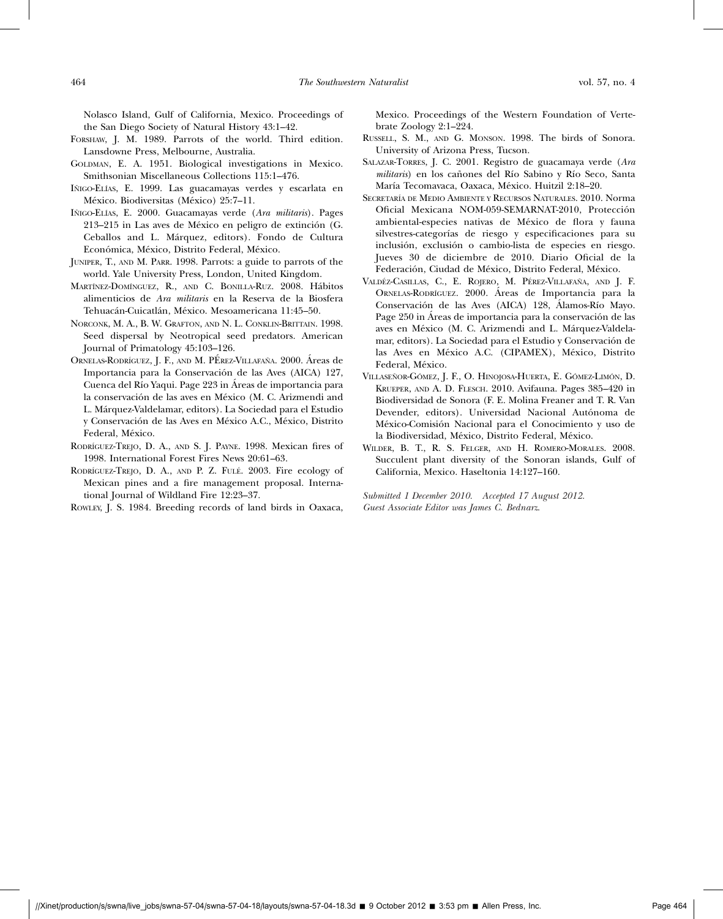Nolasco Island, Gulf of California, Mexico. Proceedings of the San Diego Society of Natural History 43:1–42.

Forshaw, J. M. 1989. Parrots of the world. Third edition. Lansdowne Press, Melbourne, Australia.

Goldman, E. A. 1951. Biological investigations in Mexico. Smithsonian Miscellaneous Collections 115:1–476.

Inigo-Elías, E. 1999. Las guacamayas verdes y escarlata en México. Biodiversitas (México) 25:7–11.

Inigo-Elías, E. 2000. Guacamayas verde (*Ara militaris*). Pages 213–215 in Las aves de México en peligro de extinción (G. Ceballos and L. Márquez, editors). Fondo de Cultura Económica, México, Distrito Federal, México.

Juniper, T., and M. Parr. 1998. Parrots: a guide to parrots of the world. Yale University Press, London, United Kingdom.

Martínez-Domínguez, R., and C. Bonilla-Ruz. 2008. Hábitos alimenticios de *Ara militaris* en la Reserva de la Biosfera Tehuacán-Cuicatlán, México. Mesoamericana 11:45–50.

Norconk, M. A., B. W. Grafton, and N. L. Conklin-Brittain. 1998. Seed dispersal by Neotropical seed predators. American Journal of Primatology 45:103–126.

Ornelas-Rodríguez, J. F., and M. PÉrez-Villafaña. 2000. Áreas de Importancia para la Conservación de las Aves (AICA) 127, Cuenca del Río Yaqui. Page 223 in Áreas de importancia para la conservación de las aves en México (M. C. Arizmendi and L. Márquez-Valdelamar, editors). La Sociedad para el Estudio y Conservación de las Aves en México A.C., México, Distrito Federal, México.

Rodríguez-Trejo, D. A., and S. J. Payne. 1998. Mexican fires of 1998. International Forest Fires News 20:61–63.

Rodríguez-Trejo, D. A., and P. Z. Fulé. 2003. Fire ecology of Mexican pines and a fire management proposal. International Journal of Wildland Fire 12:23–37.

Rowley, J. S. 1984. Breeding records of land birds in Oaxaca, Mexico. Proceedings of the Western Foundation of Vertebrate Zoology 2:1–224.

Russell, S. M., and G. Monson. 1998. The birds of Sonora. University of Arizona Press, Tucson.

Salazar-Torres, J. C. 2001. Registro de guacamaya verde (*Ara militaris*) en los cañones del Río Sabino y Río Seco, Santa María Tecomavaca, Oaxaca, México. Huitzil 2:18–20.

Secretaría de Medio Ambiente y Recursos Naturales. 2010. Norma Oficial Mexicana NOM-059-SEMARNAT-2010, Protección ambiental-especies nativas de México de flora y fauna silvestres-categorías de riesgo y especificaciones para su inclusión, exclusión o cambio-lista de especies en riesgo. Jueves 30 de diciembre de 2010. Diario Oficial de la Federación, Ciudad de México, Distrito Federal, México.

Valdéz-Casillas, C., E. Rojero, M. Pérez-Villafaña, and J. F. Ornelas-Rodríguez. 2000. Áreas de Importancia para la Conservación de las Aves (AICA) 128, Álamos-Río Mayo. Page 250 in Áreas de importancia para la conservación de las aves en México (M. C. Arizmendi and L. Márquez-Valdelamar, editors). La Sociedad para el Estudio y Conservación de las Aves en México A.C. (CIPAMEX), México, Distrito Federal, México.

Villaseñor-Gómez, J. F., O. Hinojosa-Huerta, E. Gómez-Limón, D. Krueper, and A. D. Flesch. 2010. Avifauna. Pages 385–420 in Biodiversidad de Sonora (F. E. Molina Freaner and T. R. Van Devender, editors). Universidad Nacional Autónoma de México-Comisión Nacional para el Conocimiento y uso de la Biodiversidad, México, Distrito Federal, México.

Wilder, B. T., R. S. Felger, and H. Romero-Morales. 2008. Succulent plant diversity of the Sonoran islands, Gulf of California, Mexico. Haseltonia 14:127–160.

*Submitted 1 December 2010. Accepted 17 August 2012.*
*Guest Associate Editor was James C. Bednarz.*